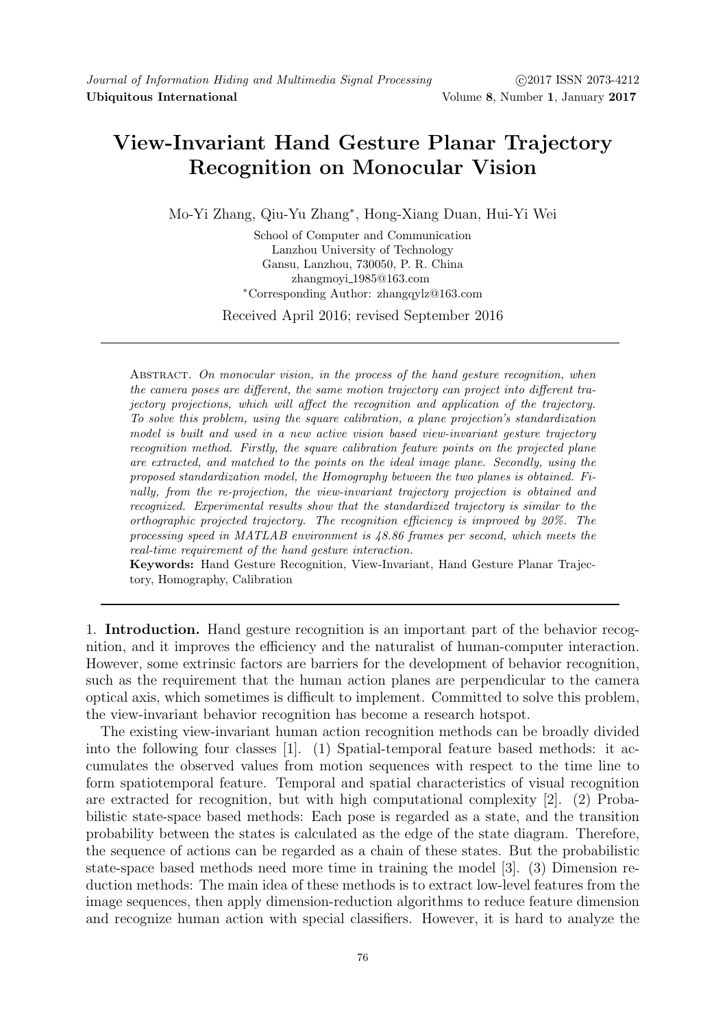# View-Invariant Hand Gesture Planar Trajectory Recognition on Monocular Vision

Mo-Yi Zhang, Qiu-Yu Zhang*, Hong-Xiang Duan, Hui-Yi Wei

School of Computer and Communication
Lanzhou University of Technology
Gansu, Lanzhou, 730050, P. R. China
zhangmoyi_1985@163.com
*Corresponding Author: zhangqylz@163.com

Received April 2016; revised September 2016

Abstract. *On monocular vision, in the process of the hand gesture recognition, when the camera poses are different, the same motion trajectory can project into different trajectory projections, which will affect the recognition and application of the trajectory. To solve this problem, using the square calibration, a plane projection's standardization model is built and used in a new active vision based view-invariant gesture trajectory recognition method. Firstly, the square calibration feature points on the projected plane are extracted, and matched to the points on the ideal image plane. Secondly, using the proposed standardization model, the Homography between the two planes is obtained. Finally, from the re-projection, the view-invariant trajectory projection is obtained and recognized. Experimental results show that the standardized trajectory is similar to the orthographic projected trajectory. The recognition efficiency is improved by 20%. The processing speed in MATLAB environment is 48.86 frames per second, which meets the real-time requirement of the hand gesture interaction.*

**Keywords:** Hand Gesture Recognition, View-Invariant, Hand Gesture Planar Trajectory, Homography, Calibration

## 1. Introduction.

Hand gesture recognition is an important part of the behavior recognition, and it improves the efficiency and the naturalist of human-computer interaction. However, some extrinsic factors are barriers for the development of behavior recognition, such as the requirement that the human action planes are perpendicular to the camera optical axis, which sometimes is difficult to implement. Committed to solve this problem, the view-invariant behavior recognition has become a research hotspot.

The existing view-invariant human action recognition methods can be broadly divided into the following four classes [1]. (1) Spatial-temporal feature based methods: it accumulates the observed values from motion sequences with respect to the time line to form spatiotemporal feature. Temporal and spatial characteristics of visual recognition are extracted for recognition, but with high computational complexity [2]. (2) Probabilistic state-space based methods: Each pose is regarded as a state, and the transition probability between the states is calculated as the edge of the state diagram. Therefore, the sequence of actions can be regarded as a chain of these states. But the probabilistic state-space based methods need more time in training the model [3]. (3) Dimension reduction methods: The main idea of these methods is to extract low-level features from the image sequences, then apply dimension-reduction algorithms to reduce feature dimension and recognize human action with special classifiers. However, it is hard to analyze the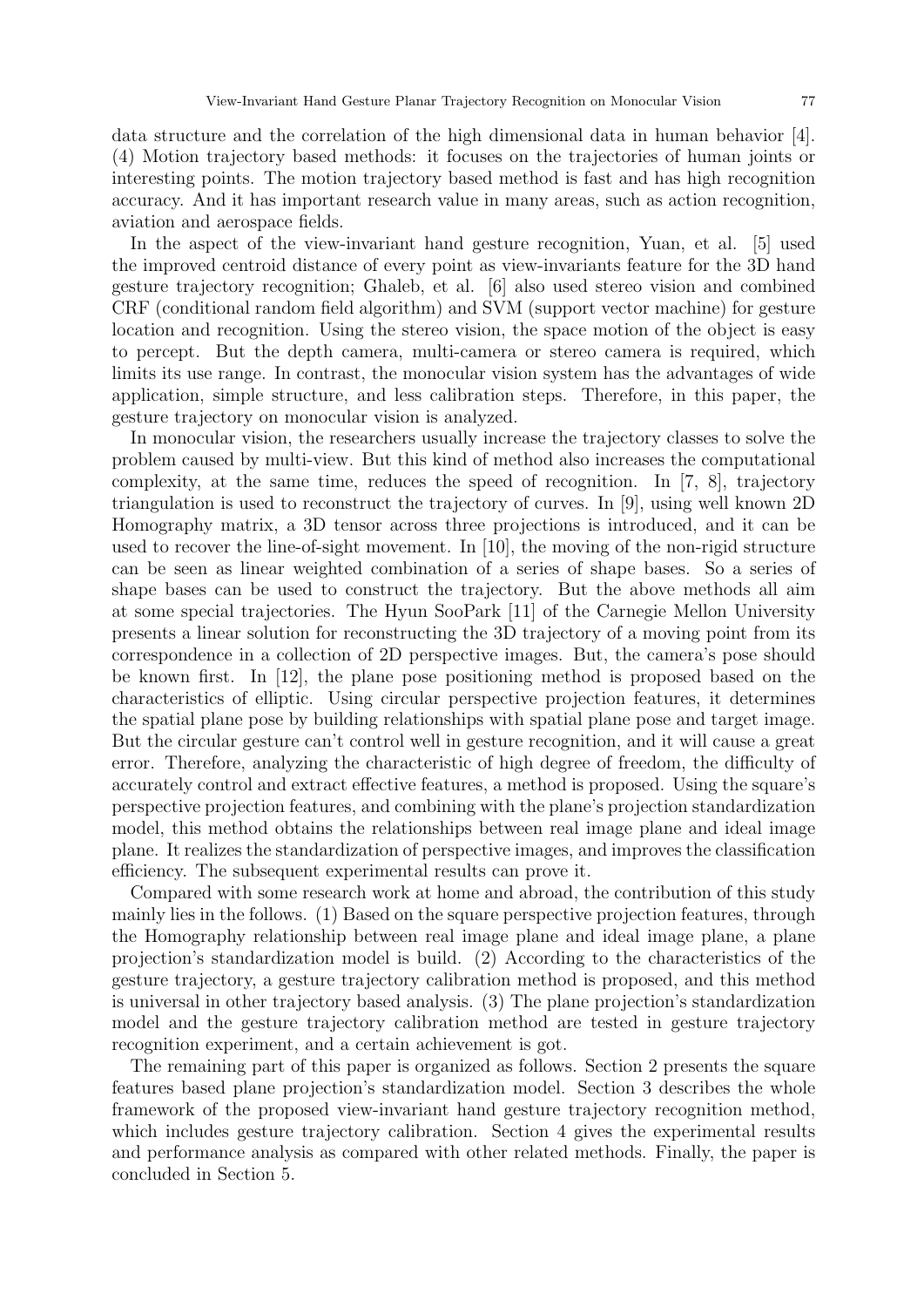data structure and the correlation of the high dimensional data in human behavior [4]. (4) Motion trajectory based methods: it focuses on the trajectories of human joints or interesting points. The motion trajectory based method is fast and has high recognition accuracy. And it has important research value in many areas, such as action recognition, aviation and aerospace fields.

In the aspect of the view-invariant hand gesture recognition, Yuan, et al. [5] used the improved centroid distance of every point as view-invariants feature for the 3D hand gesture trajectory recognition; Ghaleb, et al. [6] also used stereo vision and combined CRF (conditional random field algorithm) and SVM (support vector machine) for gesture location and recognition. Using the stereo vision, the space motion of the object is easy to percept. But the depth camera, multi-camera or stereo camera is required, which limits its use range. In contrast, the monocular vision system has the advantages of wide application, simple structure, and less calibration steps. Therefore, in this paper, the gesture trajectory on monocular vision is analyzed.

In monocular vision, the researchers usually increase the trajectory classes to solve the problem caused by multi-view. But this kind of method also increases the computational complexity, at the same time, reduces the speed of recognition. In [7, 8], trajectory triangulation is used to reconstruct the trajectory of curves. In [9], using well known 2D Homography matrix, a 3D tensor across three projections is introduced, and it can be used to recover the line-of-sight movement. In [10], the moving of the non-rigid structure can be seen as linear weighted combination of a series of shape bases. So a series of shape bases can be used to construct the trajectory. But the above methods all aim at some special trajectories. The Hyun SooPark [11] of the Carnegie Mellon University presents a linear solution for reconstructing the 3D trajectory of a moving point from its correspondence in a collection of 2D perspective images. But, the camera's pose should be known first. In [12], the plane pose positioning method is proposed based on the characteristics of elliptic. Using circular perspective projection features, it determines the spatial plane pose by building relationships with spatial plane pose and target image. But the circular gesture can't control well in gesture recognition, and it will cause a great error. Therefore, analyzing the characteristic of high degree of freedom, the difficulty of accurately control and extract effective features, a method is proposed. Using the square's perspective projection features, and combining with the plane's projection standardization model, this method obtains the relationships between real image plane and ideal image plane. It realizes the standardization of perspective images, and improves the classification efficiency. The subsequent experimental results can prove it.

Compared with some research work at home and abroad, the contribution of this study mainly lies in the follows. (1) Based on the square perspective projection features, through the Homography relationship between real image plane and ideal image plane, a plane projection's standardization model is build. (2) According to the characteristics of the gesture trajectory, a gesture trajectory calibration method is proposed, and this method is universal in other trajectory based analysis. (3) The plane projection's standardization model and the gesture trajectory calibration method are tested in gesture trajectory recognition experiment, and a certain achievement is got.

The remaining part of this paper is organized as follows. Section 2 presents the square features based plane projection's standardization model. Section 3 describes the whole framework of the proposed view-invariant hand gesture trajectory recognition method, which includes gesture trajectory calibration. Section 4 gives the experimental results and performance analysis as compared with other related methods. Finally, the paper is concluded in Section 5.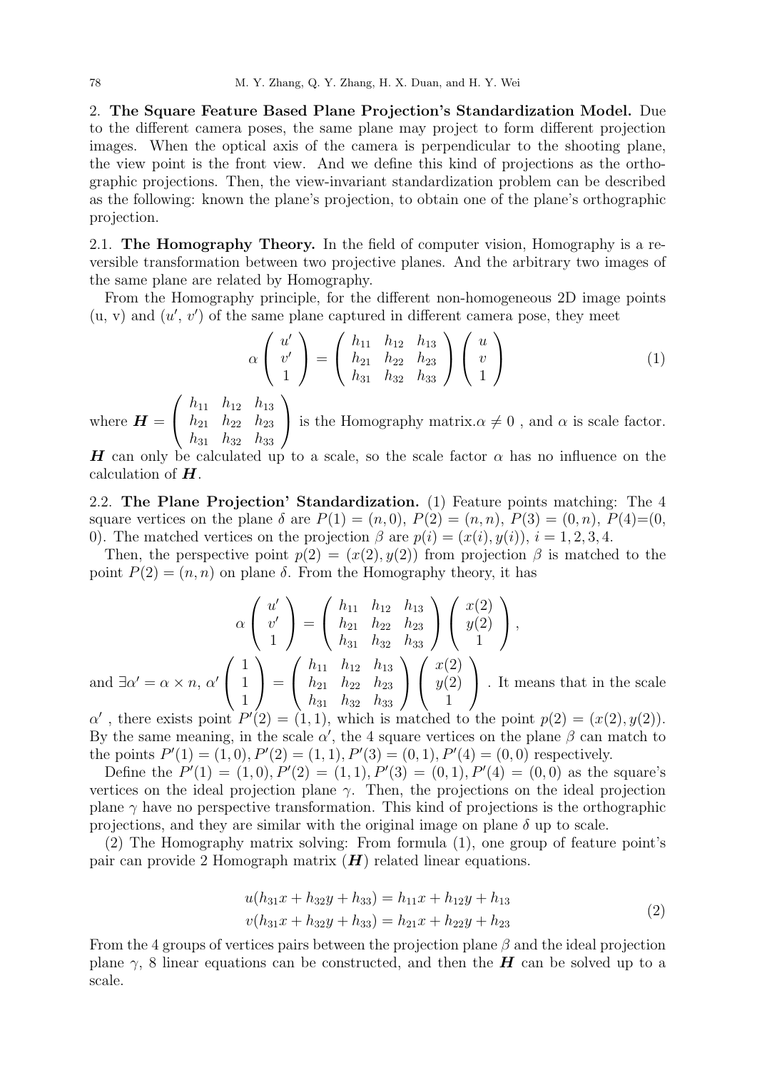**2. The Square Feature Based Plane Projection's Standardization Model.** Due to the different camera poses, the same plane may project to form different projection images. When the optical axis of the camera is perpendicular to the shooting plane, the view point is the front view. And we define this kind of projections as the orthographic projections. Then, the view-invariant standardization problem can be described as the following: known the plane's projection, to obtain one of the plane's orthographic projection.

**2.1. The Homography Theory.** In the field of computer vision, Homography is a reversible transformation between two projective planes. And the arbitrary two images of the same plane are related by Homography.

From the Homography principle, for the different non-homogeneous 2D image points (u, v) and ($u'$, $v'$) of the same plane captured in different camera pose, they meet

$$\alpha \begin{pmatrix} u' \\ v' \\ 1 \end{pmatrix} = \begin{pmatrix} h_{11} & h_{12} & h_{13} \\ h_{21} & h_{22} & h_{23} \\ h_{31} & h_{32} & h_{33} \end{pmatrix} \begin{pmatrix} u \\ v \\ 1 \end{pmatrix} \tag{1}$$

where $\boldsymbol{H} = \begin{pmatrix} h_{11} & h_{12} & h_{13} \\ h_{21} & h_{22} & h_{23} \\ h_{31} & h_{32} & h_{33} \end{pmatrix}$ is the Homography matrix.$\alpha \neq 0$ , and $\alpha$ is scale factor. $\boldsymbol{H}$ can only be calculated up to a scale, so the scale factor $\alpha$ has no influence on the calculation of $\boldsymbol{H}$.

**2.2. The Plane Projection' Standardization.** (1) Feature points matching: The 4 square vertices on the plane $\delta$ are $P(1) = (n, 0)$, $P(2) = (n, n)$, $P(3) = (0, n)$, $P(4)$=(0, 0). The matched vertices on the projection $\beta$ are $p(i) = (x(i), y(i))$, $i = 1, 2, 3, 4$.

Then, the perspective point $p(2) = (x(2), y(2))$ from projection $\beta$ is matched to the point $P(2) = (n, n)$ on plane $\delta$. From the Homography theory, it has

$$\alpha \begin{pmatrix} u' \\ v' \\ 1 \end{pmatrix} = \begin{pmatrix} h_{11} & h_{12} & h_{13} \\ h_{21} & h_{22} & h_{23} \\ h_{31} & h_{32} & h_{33} \end{pmatrix} \begin{pmatrix} x(2) \\ y(2) \\ 1 \end{pmatrix},$$

and $\exists \alpha' = \alpha \times n$, $\alpha' \begin{pmatrix} 1 \\ 1 \\ 1 \end{pmatrix} = \begin{pmatrix} h_{11} & h_{12} & h_{13} \\ h_{21} & h_{22} & h_{23} \\ h_{31} & h_{32} & h_{33} \end{pmatrix} \begin{pmatrix} x(2) \\ y(2) \\ 1 \end{pmatrix}$. It means that in the scale $\alpha'$ , there exists point $P'(2) = (1, 1)$, which is matched to the point $p(2) = (x(2), y(2))$. By the same meaning, in the scale $\alpha'$, the 4 square vertices on the plane $\beta$ can match to the points $P'(1) = (1, 0), P'(2) = (1, 1), P'(3) = (0, 1), P'(4) = (0, 0)$ respectively.

Define the $P'(1) = (1, 0), P'(2) = (1, 1), P'(3) = (0, 1), P'(4) = (0, 0)$ as the square's vertices on the ideal projection plane $\gamma$. Then, the projections on the ideal projection plane $\gamma$ have no perspective transformation. This kind of projections is the orthographic projections, and they are similar with the original image on plane $\delta$ up to scale.

(2) The Homography matrix solving: From formula (1), one group of feature point's pair can provide 2 Homograph matrix ($\boldsymbol{H}$) related linear equations.

$$\begin{aligned} u(h_{31}x + h_{32}y + h_{33}) &= h_{11}x + h_{12}y + h_{13} \\ v(h_{31}x + h_{32}y + h_{33}) &= h_{21}x + h_{22}y + h_{23} \end{aligned} \tag{2}$$

From the 4 groups of vertices pairs between the projection plane $\beta$ and the ideal projection plane $\gamma$, 8 linear equations can be constructed, and then the $\boldsymbol{H}$ can be solved up to a scale.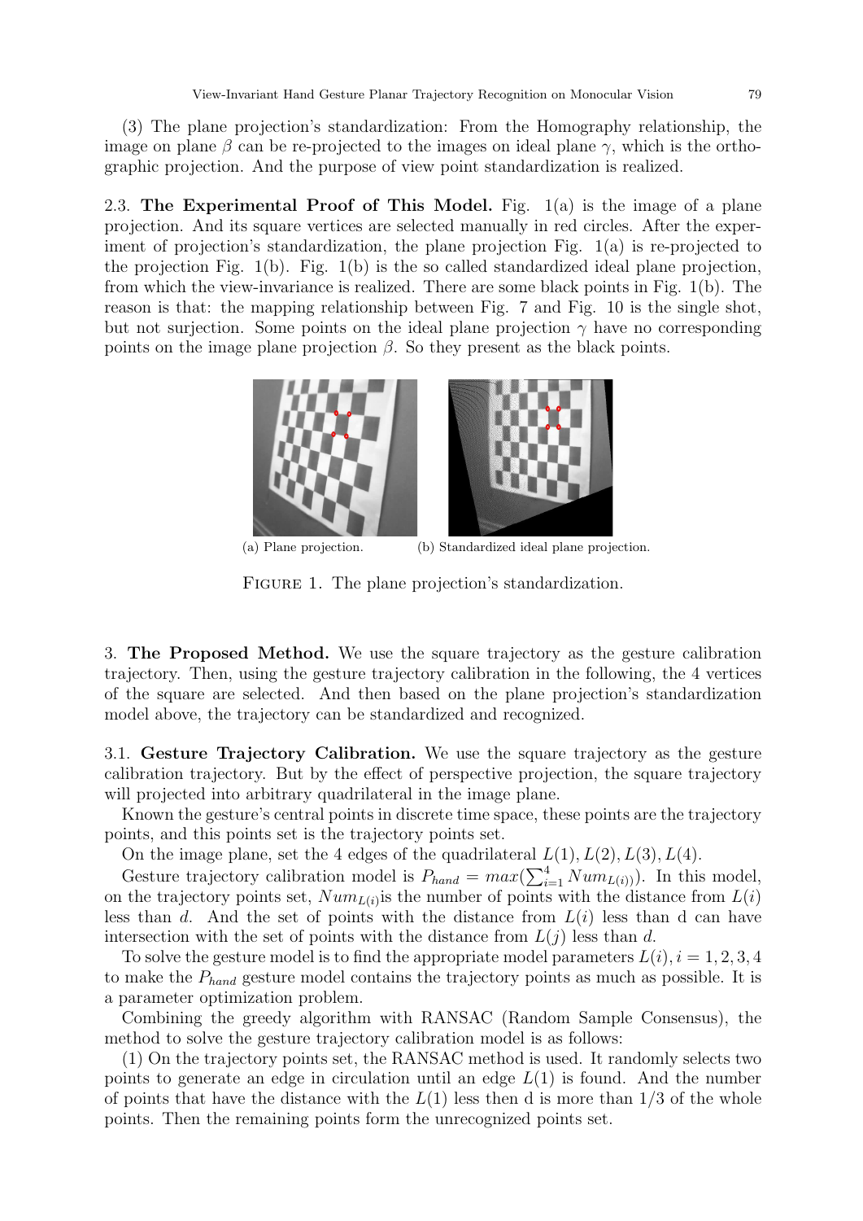(3) The plane projection's standardization: From the Homography relationship, the image on plane $\beta$ can be re-projected to the images on ideal plane $\gamma$, which is the orthographic projection. And the purpose of view point standardization is realized.

2.3. **The Experimental Proof of This Model.** Fig. 1(a) is the image of a plane projection. And its square vertices are selected manually in red circles. After the experiment of projection's standardization, the plane projection Fig. 1(a) is re-projected to the projection Fig. 1(b). Fig. 1(b) is the so called standardized ideal plane projection, from which the view-invariance is realized. There are some black points in Fig. 1(b). The reason is that: the mapping relationship between Fig. 7 and Fig. 10 is the single shot, but not surjection. Some points on the ideal plane projection $\gamma$ have no corresponding points on the image plane projection $\beta$. So they present as the black points.

(a) Plane projection. (b) Standardized ideal plane projection.

Figure 1. The plane projection's standardization.

3. **The Proposed Method.** We use the square trajectory as the gesture calibration trajectory. Then, using the gesture trajectory calibration in the following, the 4 vertices of the square are selected. And then based on the plane projection's standardization model above, the trajectory can be standardized and recognized.

3.1. **Gesture Trajectory Calibration.** We use the square trajectory as the gesture calibration trajectory. But by the effect of perspective projection, the square trajectory will projected into arbitrary quadrilateral in the image plane.

Known the gesture's central points in discrete time space, these points are the trajectory points, and this points set is the trajectory points set.

On the image plane, set the 4 edges of the quadrilateral $L(1), L(2), L(3), L(4)$.

Gesture trajectory calibration model is $P_{hand} = max(\sum_{i=1}^{4} Num_{L(i)})$. In this model, on the trajectory points set, $Num_{L(i)}$is the number of points with the distance from $L(i)$ less than $d$. And the set of points with the distance from $L(i)$ less than d can have intersection with the set of points with the distance from $L(j)$ less than $d$.

To solve the gesture model is to find the appropriate model parameters $L(i), i = 1, 2, 3, 4$ to make the $P_{hand}$ gesture model contains the trajectory points as much as possible. It is a parameter optimization problem.

Combining the greedy algorithm with RANSAC (Random Sample Consensus), the method to solve the gesture trajectory calibration model is as follows:

(1) On the trajectory points set, the RANSAC method is used. It randomly selects two points to generate an edge in circulation until an edge $L(1)$ is found. And the number of points that have the distance with the $L(1)$ less then d is more than 1/3 of the whole points. Then the remaining points form the unrecognized points set.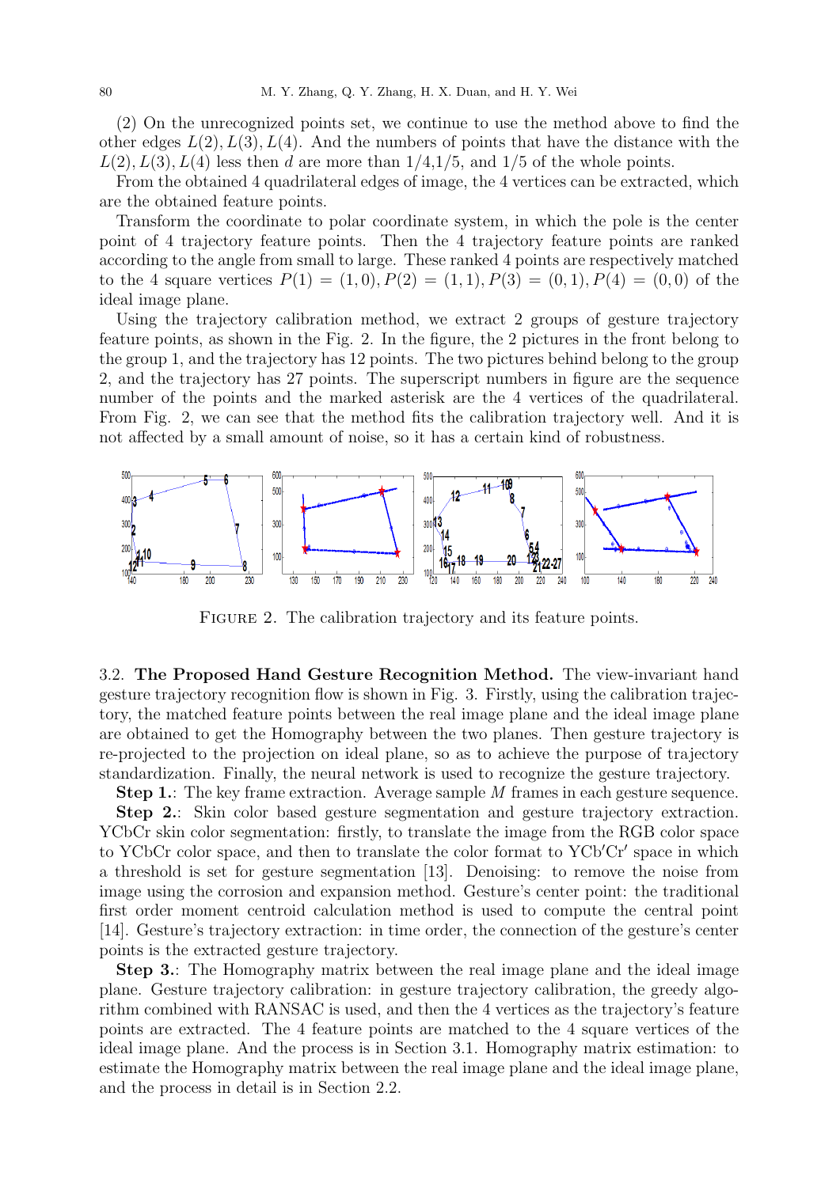(2) On the unrecognized points set, we continue to use the method above to find the other edges $L(2), L(3), L(4)$. And the numbers of points that have the distance with the $L(2), L(3), L(4)$ less then $d$ are more than 1/4,1/5, and 1/5 of the whole points.

From the obtained 4 quadrilateral edges of image, the 4 vertices can be extracted, which are the obtained feature points.

Transform the coordinate to polar coordinate system, in which the pole is the center point of 4 trajectory feature points. Then the 4 trajectory feature points are ranked according to the angle from small to large. These ranked 4 points are respectively matched to the 4 square vertices $P(1) = (1, 0), P(2) = (1, 1), P(3) = (0, 1), P(4) = (0, 0)$ of the ideal image plane.

Using the trajectory calibration method, we extract 2 groups of gesture trajectory feature points, as shown in the Fig. 2. In the figure, the 2 pictures in the front belong to the group 1, and the trajectory has 12 points. The two pictures behind belong to the group 2, and the trajectory has 27 points. The superscript numbers in figure are the sequence number of the points and the marked asterisk are the 4 vertices of the quadrilateral. From Fig. 2, we can see that the method fits the calibration trajectory well. And it is not affected by a small amount of noise, so it has a certain kind of robustness.

FIGURE 2. The calibration trajectory and its feature points.

### 3.2. The Proposed Hand Gesture Recognition Method.

The view-invariant hand gesture trajectory recognition flow is shown in Fig. 3. Firstly, using the calibration trajectory, the matched feature points between the real image plane and the ideal image plane are obtained to get the Homography between the two planes. Then gesture trajectory is re-projected to the projection on ideal plane, so as to achieve the purpose of trajectory standardization. Finally, the neural network is used to recognize the gesture trajectory.

**Step 1.**: The key frame extraction. Average sample $M$ frames in each gesture sequence.

**Step 2.**: Skin color based gesture segmentation and gesture trajectory extraction. YCbCr skin color segmentation: firstly, to translate the image from the RGB color space to YCbCr color space, and then to translate the color format to YCb′Cr′ space in which a threshold is set for gesture segmentation [13]. Denoising: to remove the noise from image using the corrosion and expansion method. Gesture's center point: the traditional first order moment centroid calculation method is used to compute the central point [14]. Gesture's trajectory extraction: in time order, the connection of the gesture's center points is the extracted gesture trajectory.

**Step 3.**: The Homography matrix between the real image plane and the ideal image plane. Gesture trajectory calibration: in gesture trajectory calibration, the greedy algorithm combined with RANSAC is used, and then the 4 vertices as the trajectory's feature points are extracted. The 4 feature points are matched to the 4 square vertices of the ideal image plane. And the process is in Section 3.1. Homography matrix estimation: to estimate the Homography matrix between the real image plane and the ideal image plane, and the process in detail is in Section 2.2.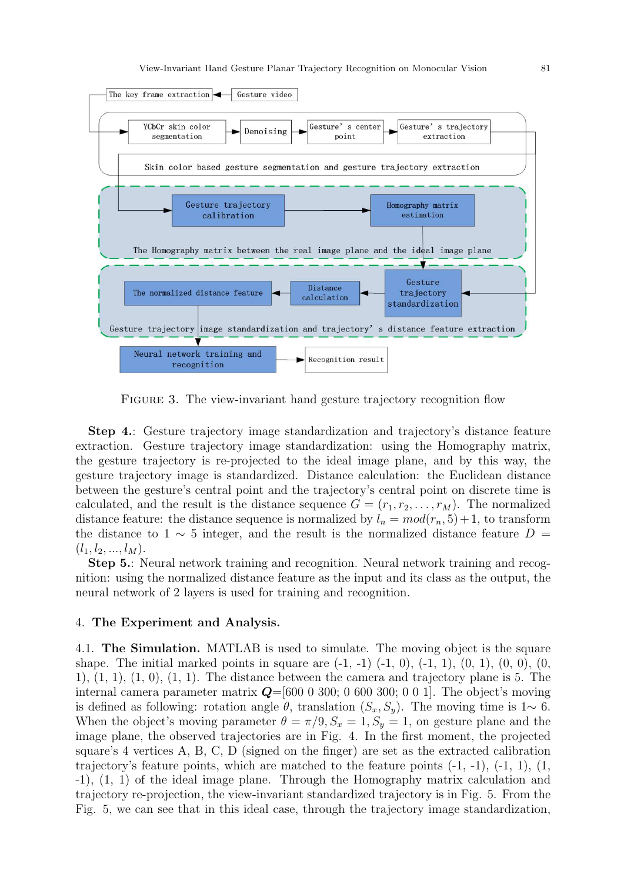FIGURE 3. The view-invariant hand gesture trajectory recognition flow

**Step 4.**: Gesture trajectory image standardization and trajectory's distance feature extraction. Gesture trajectory image standardization: using the Homography matrix, the gesture trajectory is re-projected to the ideal image plane, and by this way, the gesture trajectory image is standardized. Distance calculation: the Euclidean distance between the gesture's central point and the trajectory's central point on discrete time is calculated, and the result is the distance sequence $G = (r_1, r_2, \ldots, r_M)$. The normalized distance feature: the distance sequence is normalized by $l_n = mod(r_n, 5) + 1$, to transform the distance to 1 ∼ 5 integer, and the result is the normalized distance feature $D = (l_1, l_2, ..., l_M)$.

**Step 5.**: Neural network training and recognition. Neural network training and recognition: using the normalized distance feature as the input and its class as the output, the neural network of 2 layers is used for training and recognition.

## 4. The Experiment and Analysis.

4.1. **The Simulation.** MATLAB is used to simulate. The moving object is the square shape. The initial marked points in square are (-1, -1) (-1, 0), (-1, 1), (0, 1), (0, 0), (0, 1), (1, 1), (1, 0), (1, 1). The distance between the camera and trajectory plane is 5. The internal camera parameter matrix $\boldsymbol{Q}$=[600 0 300; 0 600 300; 0 0 1]. The object's moving is defined as following: rotation angle $\theta$, translation $(S_x, S_y)$. The moving time is 1∼ 6. When the object's moving parameter $\theta = \pi/9, S_x = 1, S_y = 1$, on gesture plane and the image plane, the observed trajectories are in Fig. 4. In the first moment, the projected square's 4 vertices A, B, C, D (signed on the finger) are set as the extracted calibration trajectory's feature points, which are matched to the feature points (-1, -1), (-1, 1), (1, -1), (1, 1) of the ideal image plane. Through the Homography matrix calculation and trajectory re-projection, the view-invariant standardized trajectory is in Fig. 5. From the Fig. 5, we can see that in this ideal case, through the trajectory image standardization,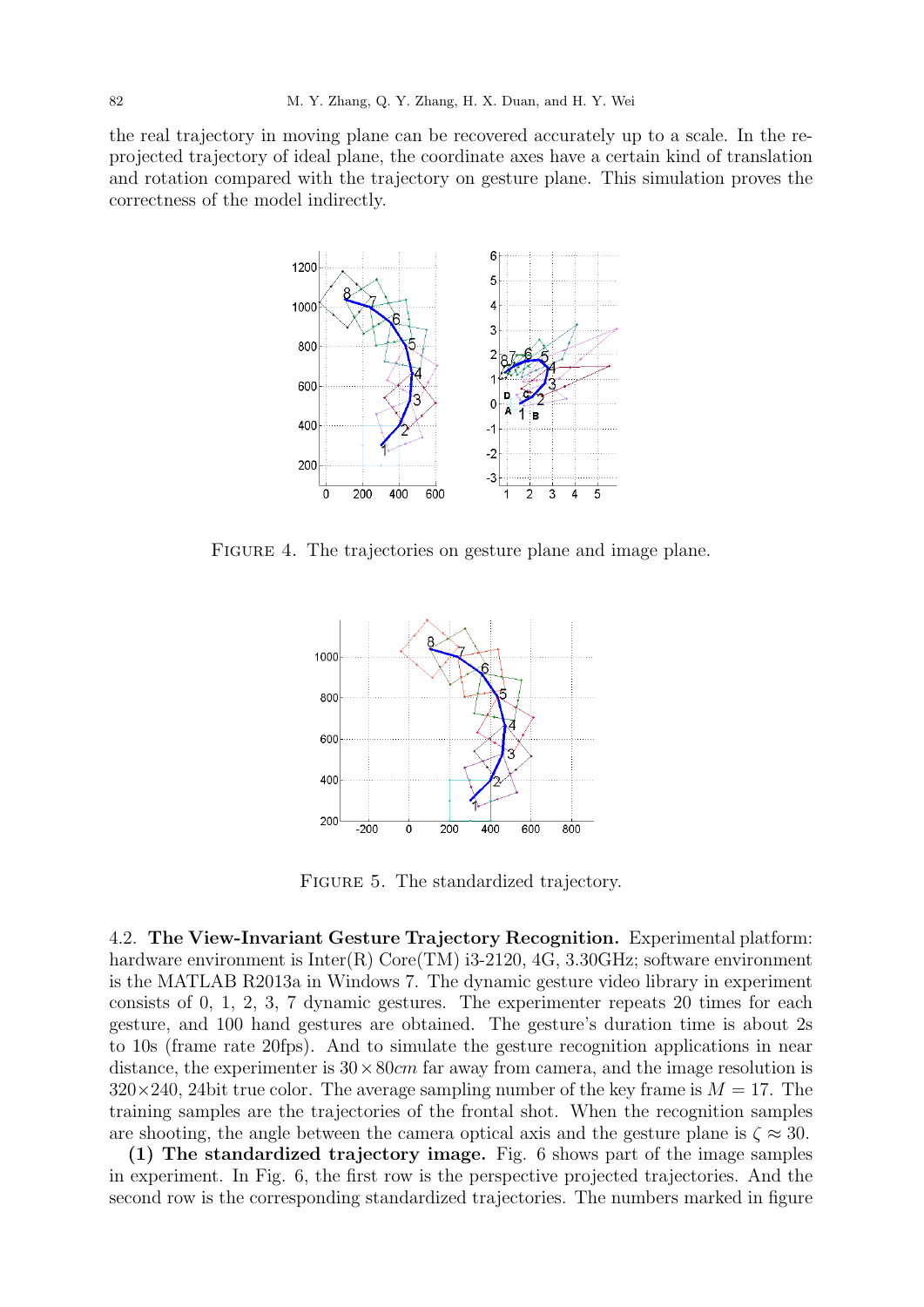the real trajectory in moving plane can be recovered accurately up to a scale. In the re-projected trajectory of ideal plane, the coordinate axes have a certain kind of translation and rotation compared with the trajectory on gesture plane. This simulation proves the correctness of the model indirectly.

FIGURE 4. The trajectories on gesture plane and image plane.

FIGURE 5. The standardized trajectory.

4.2. **The View-Invariant Gesture Trajectory Recognition.** Experimental platform: hardware environment is Inter(R) Core(TM) i3-2120, 4G, 3.30GHz; software environment is the MATLAB R2013a in Windows 7. The dynamic gesture video library in experiment consists of 0, 1, 2, 3, 7 dynamic gestures. The experimenter repeats 20 times for each gesture, and 100 hand gestures are obtained. The gesture's duration time is about 2s to 10s (frame rate 20fps). And to simulate the gesture recognition applications in near distance, the experimenter is $30 \times 80cm$ far away from camera, and the image resolution is $320 \times 240$, 24bit true color. The average sampling number of the key frame is $M = 17$. The training samples are the trajectories of the frontal shot. When the recognition samples are shooting, the angle between the camera optical axis and the gesture plane is $\zeta \approx 30$.

**(1) The standardized trajectory image.** Fig. 6 shows part of the image samples in experiment. In Fig. 6, the first row is the perspective projected trajectories. And the second row is the corresponding standardized trajectories. The numbers marked in figure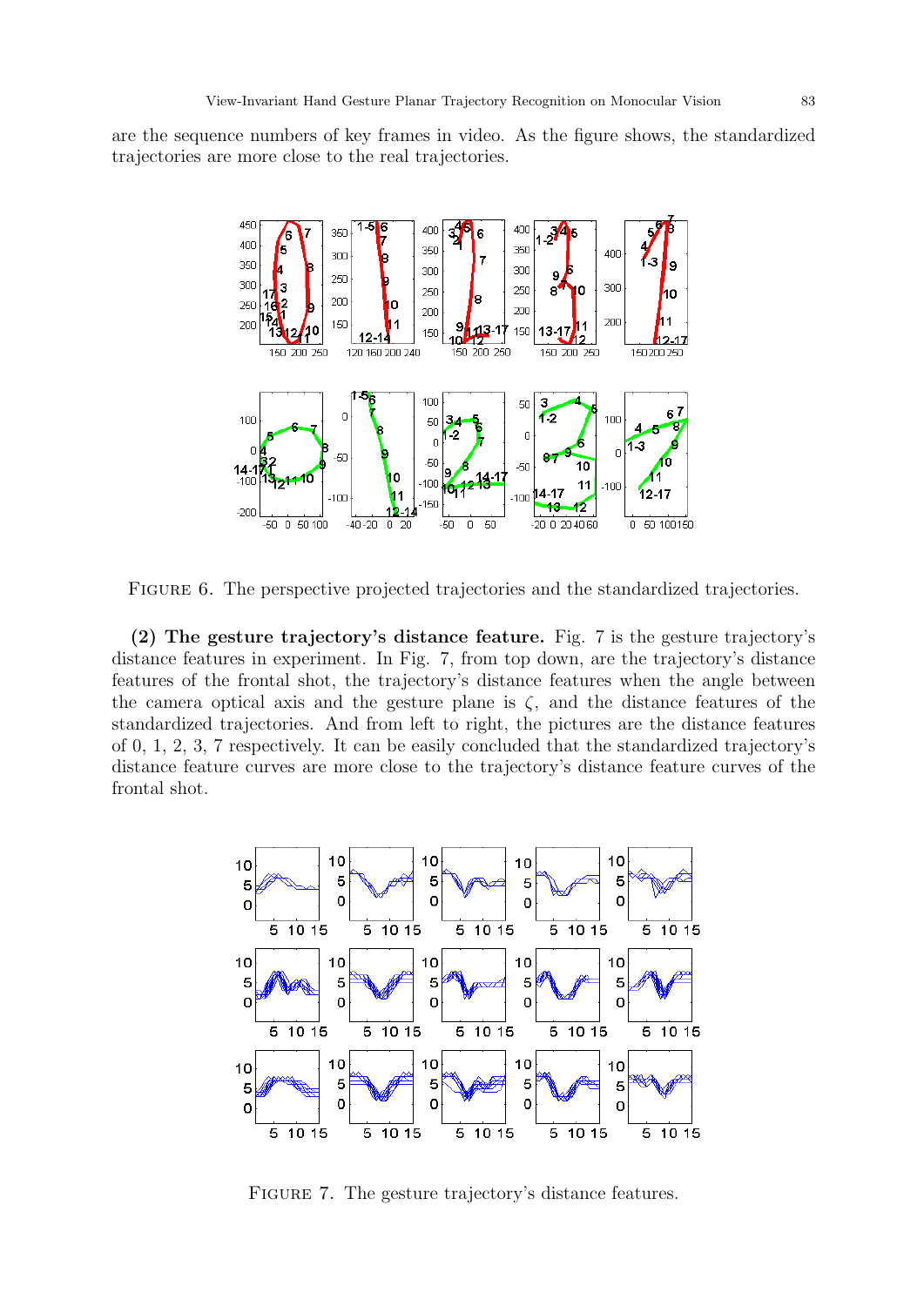are the sequence numbers of key frames in video. As the figure shows, the standardized trajectories are more close to the real trajectories.

FIGURE 6. The perspective projected trajectories and the standardized trajectories.

**(2) The gesture trajectory's distance feature.** Fig. 7 is the gesture trajectory's distance features in experiment. In Fig. 7, from top down, are the trajectory's distance features of the frontal shot, the trajectory's distance features when the angle between the camera optical axis and the gesture plane is $\zeta$, and the distance features of the standardized trajectories. And from left to right, the pictures are the distance features of 0, 1, 2, 3, 7 respectively. It can be easily concluded that the standardized trajectory's distance feature curves are more close to the trajectory's distance feature curves of the frontal shot.

FIGURE 7. The gesture trajectory's distance features.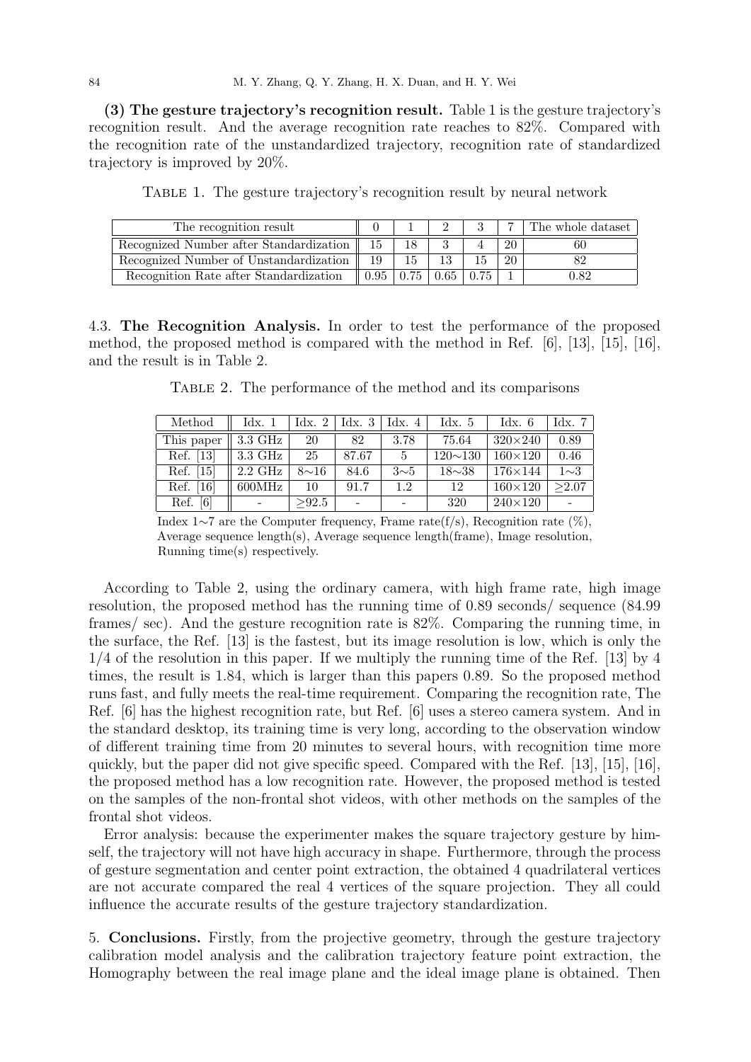**(3) The gesture trajectory's recognition result.** Table 1 is the gesture trajectory's recognition result. And the average recognition rate reaches to 82%. Compared with the recognition rate of the unstandardized trajectory, recognition rate of standardized trajectory is improved by 20%.

Table 1. The gesture trajectory's recognition result by neural network

| The recognition result | 0 | 1 | 2 | 3 | 7 | The whole dataset |
|---|---|---|---|---|---|---|
| Recognized Number after Standardization | 15 | 18 | 3 | 4 | 20 | 60 |
| Recognized Number of Unstandardization | 19 | 15 | 13 | 15 | 20 | 82 |
| Recognition Rate after Standardization | 0.95 | 0.75 | 0.65 | 0.75 | 1 | 0.82 |

4.3. **The Recognition Analysis.** In order to test the performance of the proposed method, the proposed method is compared with the method in Ref. [6], [13], [15], [16], and the result is in Table 2.

Table 2. The performance of the method and its comparisons

| Method | Idx. 1 | Idx. 2 | Idx. 3 | Idx. 4 | Idx. 5 | Idx. 6 | Idx. 7 |
|---|---|---|---|---|---|---|---|
| This paper | 3.3 GHz | 20 | 82 | 3.78 | 75.64 | 320×240 | 0.89 |
| Ref. [13] | 3.3 GHz | 25 | 87.67 | 5 | 120∼130 | 160×120 | 0.46 |
| Ref. [15] | 2.2 GHz | 8∼16 | 84.6 | 3∼5 | 18∼38 | 176×144 | 1∼3 |
| Ref. [16] | 600MHz | 10 | 91.7 | 1.2 | 12 | 160×120 | ≥2.07 |
| Ref. [6] | - | ≥92.5 | - | - | 320 | 240×120 | - |

Index 1∼7 are the Computer frequency, Frame rate(f/s), Recognition rate (%), Average sequence length(s), Average sequence length(frame), Image resolution, Running time(s) respectively.

According to Table 2, using the ordinary camera, with high frame rate, high image resolution, the proposed method has the running time of 0.89 seconds/ sequence (84.99 frames/ sec). And the gesture recognition rate is 82%. Comparing the running time, in the surface, the Ref. [13] is the fastest, but its image resolution is low, which is only the 1/4 of the resolution in this paper. If we multiply the running time of the Ref. [13] by 4 times, the result is 1.84, which is larger than this papers 0.89. So the proposed method runs fast, and fully meets the real-time requirement. Comparing the recognition rate, The Ref. [6] has the highest recognition rate, but Ref. [6] uses a stereo camera system. And in the standard desktop, its training time is very long, according to the observation window of different training time from 20 minutes to several hours, with recognition time more quickly, but the paper did not give specific speed. Compared with the Ref. [13], [15], [16], the proposed method has a low recognition rate. However, the proposed method is tested on the samples of the non-frontal shot videos, with other methods on the samples of the frontal shot videos.

Error analysis: because the experimenter makes the square trajectory gesture by himself, the trajectory will not have high accuracy in shape. Furthermore, through the process of gesture segmentation and center point extraction, the obtained 4 quadrilateral vertices are not accurate compared the real 4 vertices of the square projection. They all could influence the accurate results of the gesture trajectory standardization.

5. **Conclusions.** Firstly, from the projective geometry, through the gesture trajectory calibration model analysis and the calibration trajectory feature point extraction, the Homography between the real image plane and the ideal image plane is obtained. Then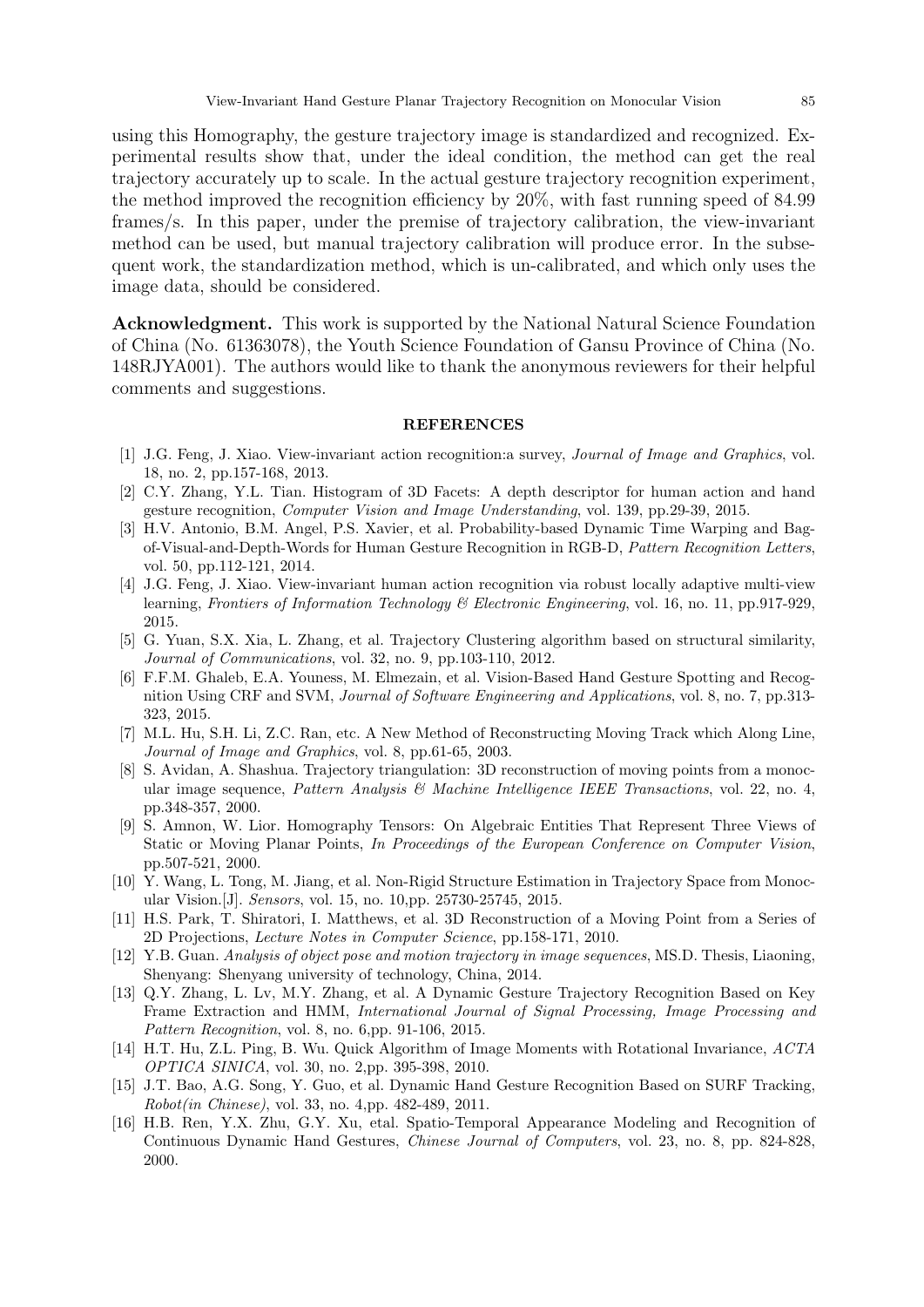using this Homography, the gesture trajectory image is standardized and recognized. Experimental results show that, under the ideal condition, the method can get the real trajectory accurately up to scale. In the actual gesture trajectory recognition experiment, the method improved the recognition efficiency by 20%, with fast running speed of 84.99 frames/s. In this paper, under the premise of trajectory calibration, the view-invariant method can be used, but manual trajectory calibration will produce error. In the subsequent work, the standardization method, which is un-calibrated, and which only uses the image data, should be considered.

**Acknowledgment.** This work is supported by the National Natural Science Foundation of China (No. 61363078), the Youth Science Foundation of Gansu Province of China (No. 148RJYA001). The authors would like to thank the anonymous reviewers for their helpful comments and suggestions.

## REFERENCES

[1] J.G. Feng, J. Xiao. View-invariant action recognition:a survey, *Journal of Image and Graphics*, vol. 18, no. 2, pp.157-168, 2013.

[2] C.Y. Zhang, Y.L. Tian. Histogram of 3D Facets: A depth descriptor for human action and hand gesture recognition, *Computer Vision and Image Understanding*, vol. 139, pp.29-39, 2015.

[3] H.V. Antonio, B.M. Angel, P.S. Xavier, et al. Probability-based Dynamic Time Warping and Bag-of-Visual-and-Depth-Words for Human Gesture Recognition in RGB-D, *Pattern Recognition Letters*, vol. 50, pp.112-121, 2014.

[4] J.G. Feng, J. Xiao. View-invariant human action recognition via robust locally adaptive multi-view learning, *Frontiers of Information Technology & Electronic Engineering*, vol. 16, no. 11, pp.917-929, 2015.

[5] G. Yuan, S.X. Xia, L. Zhang, et al. Trajectory Clustering algorithm based on structural similarity, *Journal of Communications*, vol. 32, no. 9, pp.103-110, 2012.

[6] F.F.M. Ghaleb, E.A. Youness, M. Elmezain, et al. Vision-Based Hand Gesture Spotting and Recognition Using CRF and SVM, *Journal of Software Engineering and Applications*, vol. 8, no. 7, pp.313-323, 2015.

[7] M.L. Hu, S.H. Li, Z.C. Ran, etc. A New Method of Reconstructing Moving Track which Along Line, *Journal of Image and Graphics*, vol. 8, pp.61-65, 2003.

[8] S. Avidan, A. Shashua. Trajectory triangulation: 3D reconstruction of moving points from a monocular image sequence, *Pattern Analysis & Machine Intelligence IEEE Transactions*, vol. 22, no. 4, pp.348-357, 2000.

[9] S. Amnon, W. Lior. Homography Tensors: On Algebraic Entities That Represent Three Views of Static or Moving Planar Points, *In Proceedings of the European Conference on Computer Vision*, pp.507-521, 2000.

[10] Y. Wang, L. Tong, M. Jiang, et al. Non-Rigid Structure Estimation in Trajectory Space from Monocular Vision.[J]. *Sensors*, vol. 15, no. 10,pp. 25730-25745, 2015.

[11] H.S. Park, T. Shiratori, I. Matthews, et al. 3D Reconstruction of a Moving Point from a Series of 2D Projections, *Lecture Notes in Computer Science*, pp.158-171, 2010.

[12] Y.B. Guan. *Analysis of object pose and motion trajectory in image sequences*, MS.D. Thesis, Liaoning, Shenyang: Shenyang university of technology, China, 2014.

[13] Q.Y. Zhang, L. Lv, M.Y. Zhang, et al. A Dynamic Gesture Trajectory Recognition Based on Key Frame Extraction and HMM, *International Journal of Signal Processing, Image Processing and Pattern Recognition*, vol. 8, no. 6,pp. 91-106, 2015.

[14] H.T. Hu, Z.L. Ping, B. Wu. Quick Algorithm of Image Moments with Rotational Invariance, *ACTA OPTICA SINICA*, vol. 30, no. 2,pp. 395-398, 2010.

[15] J.T. Bao, A.G. Song, Y. Guo, et al. Dynamic Hand Gesture Recognition Based on SURF Tracking, *Robot(in Chinese)*, vol. 33, no. 4,pp. 482-489, 2011.

[16] H.B. Ren, Y.X. Zhu, G.Y. Xu, etal. Spatio-Temporal Appearance Modeling and Recognition of Continuous Dynamic Hand Gestures, *Chinese Journal of Computers*, vol. 23, no. 8, pp. 824-828, 2000.